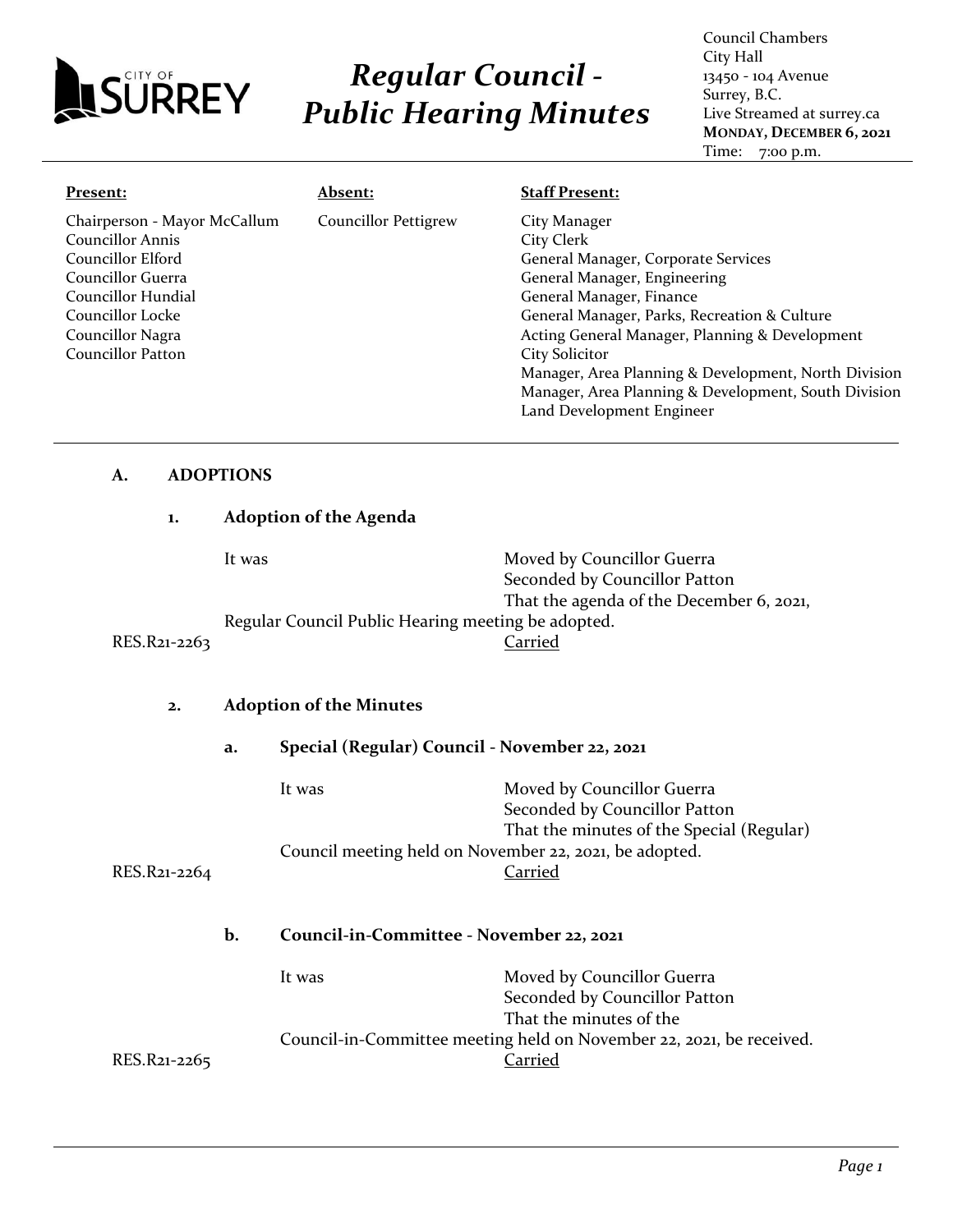CITY OF SURREY

# *Regular Council - Public Hearing Minutes*

Council Chambers
City Hall
13450 - 104 Avenue
Surrey, B.C.
Live Streamed at surrey.ca
**MONDAY, DECEMBER 6, 2021**
Time: 7:00 p.m.

| **Present:** | **Absent:** | **Staff Present:** |
|---|---|---|
| Chairperson - Mayor McCallum<br>Councillor Annis<br>Councillor Elford<br>Councillor Guerra<br>Councillor Hundial<br>Councillor Locke<br>Councillor Nagra<br>Councillor Patton | Councillor Pettigrew | City Manager<br>City Clerk<br>General Manager, Corporate Services<br>General Manager, Engineering<br>General Manager, Finance<br>General Manager, Parks, Recreation & Culture<br>Acting General Manager, Planning & Development<br>City Solicitor<br>Manager, Area Planning & Development, North Division<br>Manager, Area Planning & Development, South Division<br>Land Development Engineer |

## A. ADOPTIONS

### 1. Adoption of the Agenda

It was
Moved by Councillor Guerra
Seconded by Councillor Patton
That the agenda of the December 6, 2021, Regular Council Public Hearing meeting be adopted.

RES.R21-2263
Carried

### 2. Adoption of the Minutes

#### a. Special (Regular) Council - November 22, 2021

It was
Moved by Councillor Guerra
Seconded by Councillor Patton
That the minutes of the Special (Regular) Council meeting held on November 22, 2021, be adopted.

RES.R21-2264
Carried

#### b. Council-in-Committee - November 22, 2021

It was
Moved by Councillor Guerra
Seconded by Councillor Patton
That the minutes of the Council-in-Committee meeting held on November 22, 2021, be received.

RES.R21-2265
Carried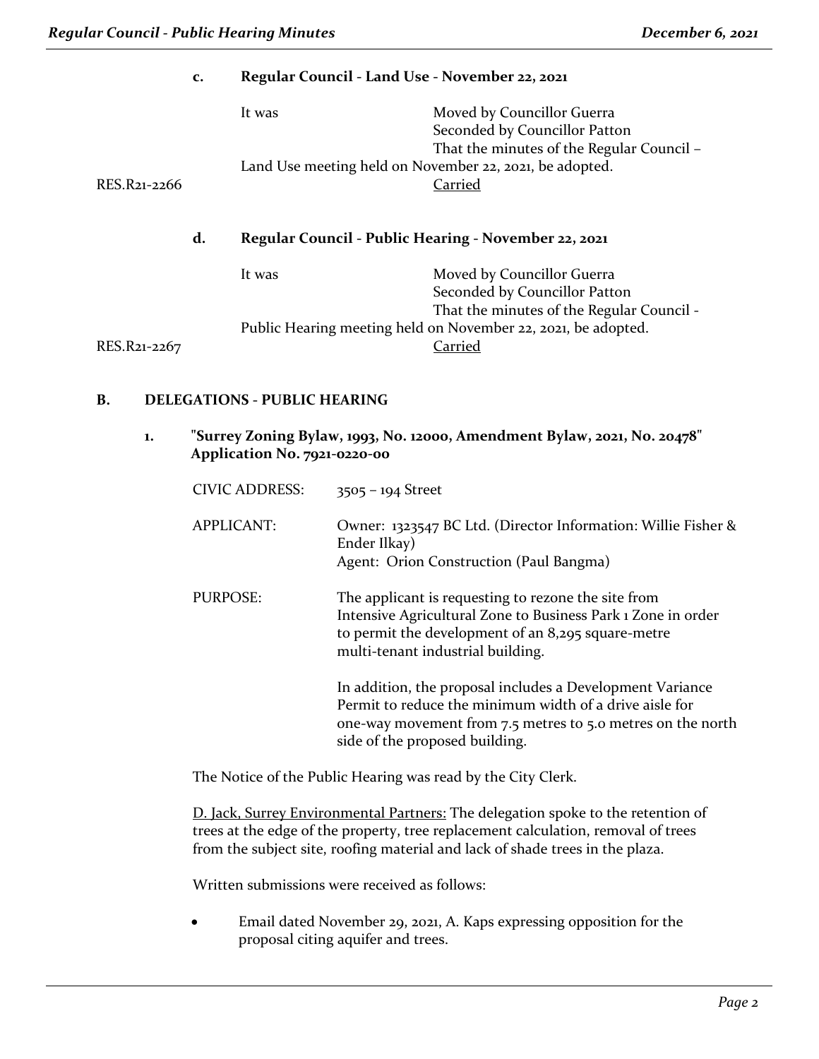### c. Regular Council - Land Use - November 22, 2021

It was Moved by Councillor Guerra
Seconded by Councillor Patton
That the minutes of the Regular Council – Land Use meeting held on November 22, 2021, be adopted.

RES.R21-2266 Carried

### d. Regular Council - Public Hearing - November 22, 2021

It was Moved by Councillor Guerra
Seconded by Councillor Patton
That the minutes of the Regular Council - Public Hearing meeting held on November 22, 2021, be adopted.

RES.R21-2267 Carried

## B. DELEGATIONS - PUBLIC HEARING

### 1. "Surrey Zoning Bylaw, 1993, No. 12000, Amendment Bylaw, 2021, No. 20478" Application No. 7921-0220-00

| | |
|---|---|
| CIVIC ADDRESS: | 3505 – 194 Street |
| APPLICANT: | Owner: 1323547 BC Ltd. (Director Information: Willie Fisher & Ender Ilkay)<br>Agent: Orion Construction (Paul Bangma) |
| PURPOSE: | The applicant is requesting to rezone the site from Intensive Agricultural Zone to Business Park 1 Zone in order to permit the development of an 8,295 square-metre multi-tenant industrial building.<br><br>In addition, the proposal includes a Development Variance Permit to reduce the minimum width of a drive aisle for one-way movement from 7.5 metres to 5.0 metres on the north side of the proposed building. |

The Notice of the Public Hearing was read by the City Clerk.

D. Jack, Surrey Environmental Partners: The delegation spoke to the retention of trees at the edge of the property, tree replacement calculation, removal of trees from the subject site, roofing material and lack of shade trees in the plaza.

Written submissions were received as follows:

- Email dated November 29, 2021, A. Kaps expressing opposition for the proposal citing aquifer and trees.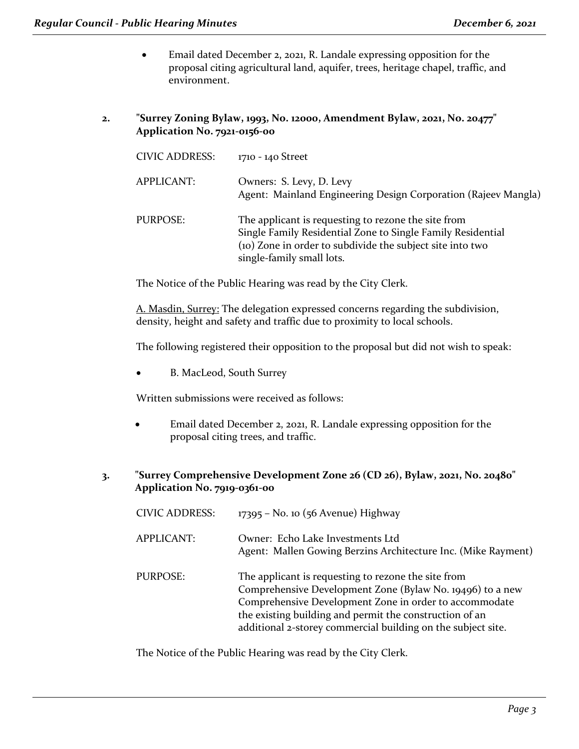- Email dated December 2, 2021, R. Landale expressing opposition for the proposal citing agricultural land, aquifer, trees, heritage chapel, traffic, and environment.

**2. "Surrey Zoning Bylaw, 1993, No. 12000, Amendment Bylaw, 2021, No. 20477" Application No. 7921-0156-00**

| | |
|---|---|
| CIVIC ADDRESS: | 1710 - 140 Street |
| APPLICANT: | Owners: S. Levy, D. Levy<br>Agent: Mainland Engineering Design Corporation (Rajeev Mangla) |
| PURPOSE: | The applicant is requesting to rezone the site from Single Family Residential Zone to Single Family Residential (10) Zone in order to subdivide the subject site into two single-family small lots. |

The Notice of the Public Hearing was read by the City Clerk.

A. Masdin, Surrey: The delegation expressed concerns regarding the subdivision, density, height and safety and traffic due to proximity to local schools.

The following registered their opposition to the proposal but did not wish to speak:

- B. MacLeod, South Surrey

Written submissions were received as follows:

- Email dated December 2, 2021, R. Landale expressing opposition for the proposal citing trees, and traffic.

**3. "Surrey Comprehensive Development Zone 26 (CD 26), Bylaw, 2021, No. 20480" Application No. 7919-0361-00**

| | |
|---|---|
| CIVIC ADDRESS: | 17395 – No. 10 (56 Avenue) Highway |
| APPLICANT: | Owner: Echo Lake Investments Ltd<br>Agent: Mallen Gowing Berzins Architecture Inc. (Mike Rayment) |
| PURPOSE: | The applicant is requesting to rezone the site from Comprehensive Development Zone (Bylaw No. 19496) to a new Comprehensive Development Zone in order to accommodate the existing building and permit the construction of an additional 2-storey commercial building on the subject site. |

The Notice of the Public Hearing was read by the City Clerk.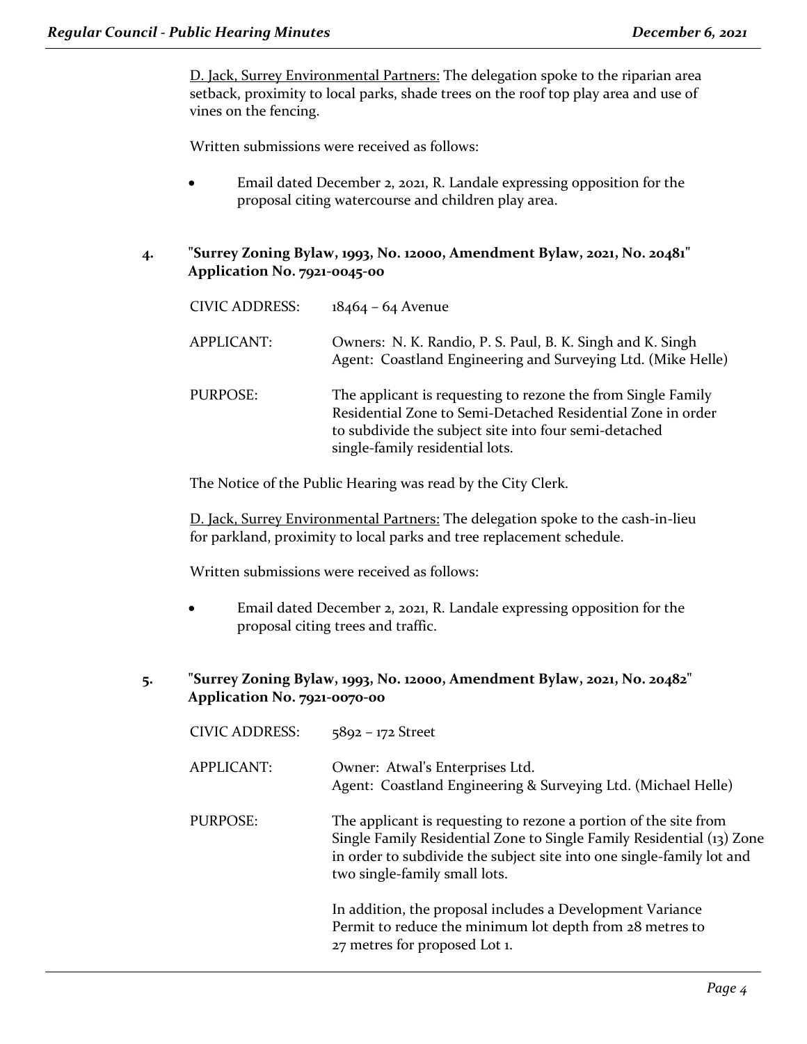D. Jack, Surrey Environmental Partners: The delegation spoke to the riparian area setback, proximity to local parks, shade trees on the roof top play area and use of vines on the fencing.

Written submissions were received as follows:

- Email dated December 2, 2021, R. Landale expressing opposition for the proposal citing watercourse and children play area.

**4. "Surrey Zoning Bylaw, 1993, No. 12000, Amendment Bylaw, 2021, No. 20481" Application No. 7921-0045-00**

CIVIC ADDRESS: 18464 – 64 Avenue

APPLICANT: Owners: N. K. Randio, P. S. Paul, B. K. Singh and K. Singh
Agent: Coastland Engineering and Surveying Ltd. (Mike Helle)

PURPOSE: The applicant is requesting to rezone the from Single Family Residential Zone to Semi-Detached Residential Zone in order to subdivide the subject site into four semi-detached single-family residential lots.

The Notice of the Public Hearing was read by the City Clerk.

D. Jack, Surrey Environmental Partners: The delegation spoke to the cash-in-lieu for parkland, proximity to local parks and tree replacement schedule.

Written submissions were received as follows:

- Email dated December 2, 2021, R. Landale expressing opposition for the proposal citing trees and traffic.

**5. "Surrey Zoning Bylaw, 1993, No. 12000, Amendment Bylaw, 2021, No. 20482" Application No. 7921-0070-00**

CIVIC ADDRESS: 5892 – 172 Street

APPLICANT: Owner: Atwal's Enterprises Ltd.
Agent: Coastland Engineering & Surveying Ltd. (Michael Helle)

PURPOSE: The applicant is requesting to rezone a portion of the site from Single Family Residential Zone to Single Family Residential (13) Zone in order to subdivide the subject site into one single-family lot and two single-family small lots.

In addition, the proposal includes a Development Variance Permit to reduce the minimum lot depth from 28 metres to 27 metres for proposed Lot 1.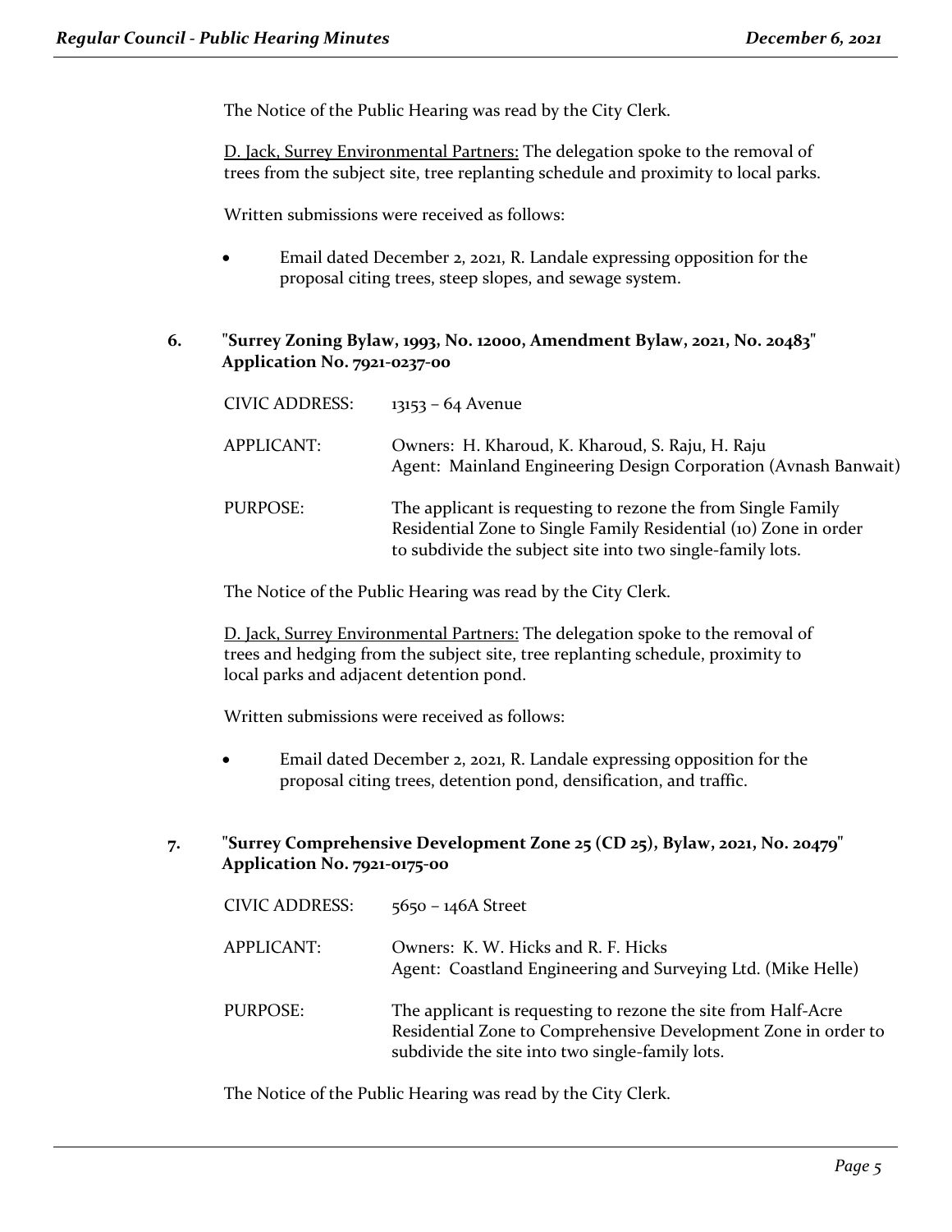The Notice of the Public Hearing was read by the City Clerk.

D. Jack, Surrey Environmental Partners: The delegation spoke to the removal of trees from the subject site, tree replanting schedule and proximity to local parks.

Written submissions were received as follows:

- Email dated December 2, 2021, R. Landale expressing opposition for the proposal citing trees, steep slopes, and sewage system.

**6. "Surrey Zoning Bylaw, 1993, No. 12000, Amendment Bylaw, 2021, No. 20483" Application No. 7921-0237-00**

CIVIC ADDRESS: 13153 – 64 Avenue

APPLICANT: Owners: H. Kharoud, K. Kharoud, S. Raju, H. Raju
Agent: Mainland Engineering Design Corporation (Avnash Banwait)

PURPOSE: The applicant is requesting to rezone the from Single Family Residential Zone to Single Family Residential (10) Zone in order to subdivide the subject site into two single-family lots.

The Notice of the Public Hearing was read by the City Clerk.

D. Jack, Surrey Environmental Partners: The delegation spoke to the removal of trees and hedging from the subject site, tree replanting schedule, proximity to local parks and adjacent detention pond.

Written submissions were received as follows:

- Email dated December 2, 2021, R. Landale expressing opposition for the proposal citing trees, detention pond, densification, and traffic.

**7. "Surrey Comprehensive Development Zone 25 (CD 25), Bylaw, 2021, No. 20479" Application No. 7921-0175-00**

CIVIC ADDRESS: 5650 – 146A Street

APPLICANT: Owners: K. W. Hicks and R. F. Hicks
Agent: Coastland Engineering and Surveying Ltd. (Mike Helle)

PURPOSE: The applicant is requesting to rezone the site from Half-Acre Residential Zone to Comprehensive Development Zone in order to subdivide the site into two single-family lots.

The Notice of the Public Hearing was read by the City Clerk.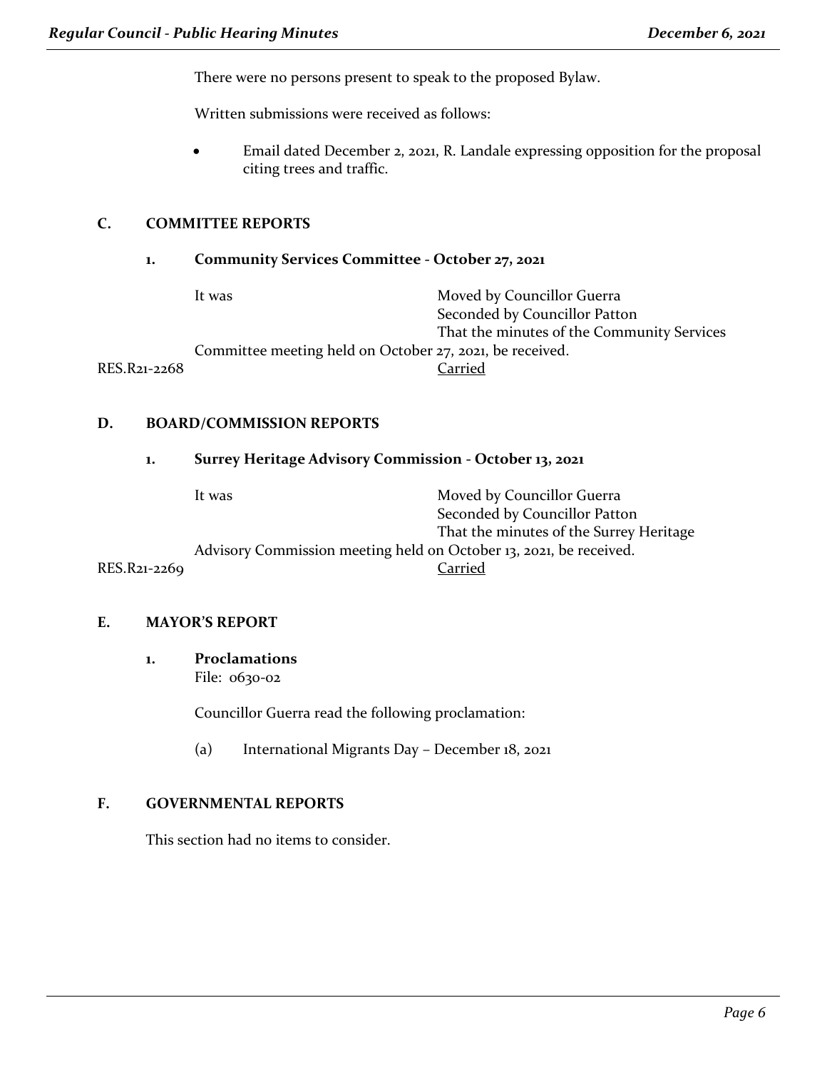There were no persons present to speak to the proposed Bylaw.

Written submissions were received as follows:

- Email dated December 2, 2021, R. Landale expressing opposition for the proposal citing trees and traffic.

## C. COMMITTEE REPORTS

### 1. Community Services Committee - October 27, 2021

It was Moved by Councillor Guerra
Seconded by Councillor Patton
That the minutes of the Community Services Committee meeting held on October 27, 2021, be received.

RES.R21-2268 Carried

## D. BOARD/COMMISSION REPORTS

### 1. Surrey Heritage Advisory Commission - October 13, 2021

It was Moved by Councillor Guerra
Seconded by Councillor Patton
That the minutes of the Surrey Heritage Advisory Commission meeting held on October 13, 2021, be received.

RES.R21-2269 Carried

## E. MAYOR'S REPORT

### 1. Proclamations

File: 0630-02

Councillor Guerra read the following proclamation:

(a) International Migrants Day – December 18, 2021

## F. GOVERNMENTAL REPORTS

This section had no items to consider.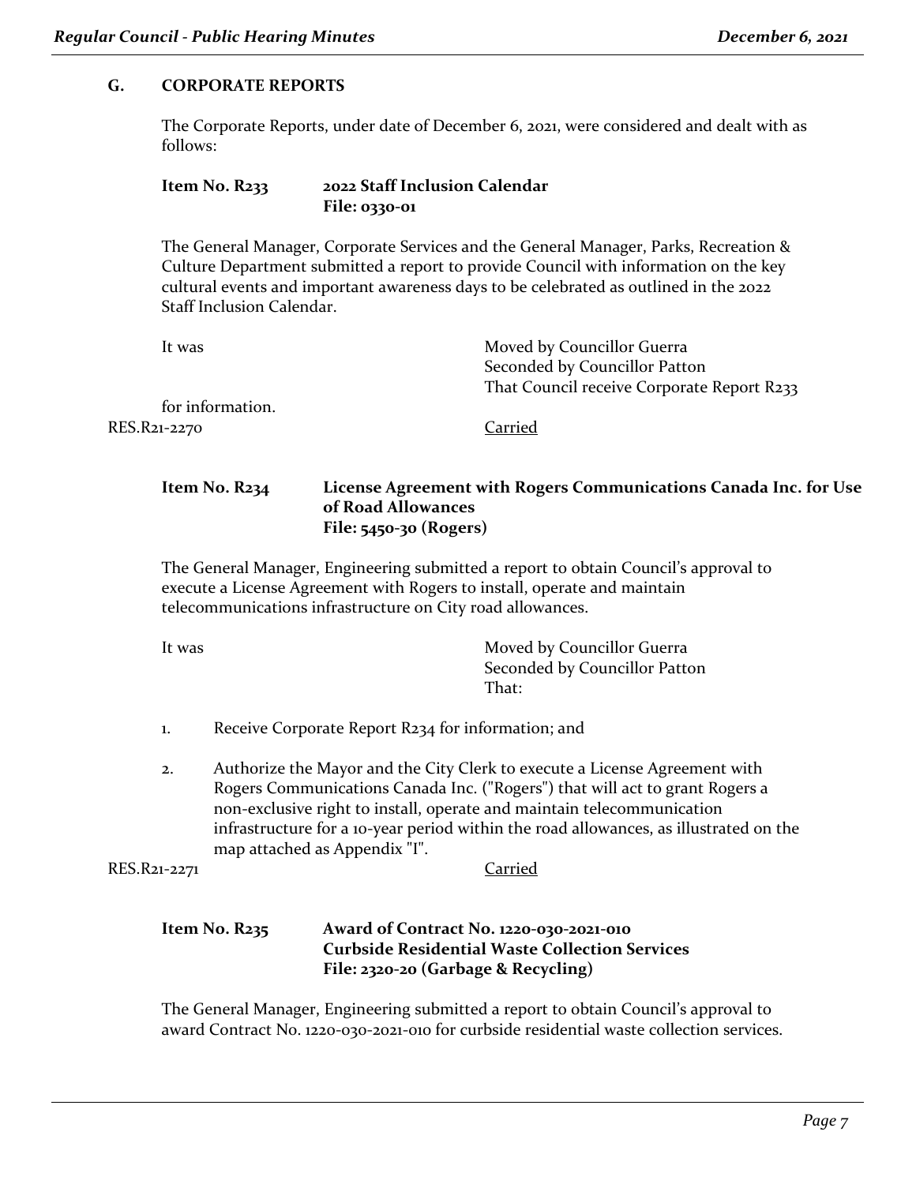## G. CORPORATE REPORTS

The Corporate Reports, under date of December 6, 2021, were considered and dealt with as follows:

### Item No. R233 — 2022 Staff Inclusion Calendar
**File: 0330-01**

The General Manager, Corporate Services and the General Manager, Parks, Recreation & Culture Department submitted a report to provide Council with information on the key cultural events and important awareness days to be celebrated as outlined in the 2022 Staff Inclusion Calendar.

It was Moved by Councillor Guerra
Seconded by Councillor Patton
That Council receive Corporate Report R233 for information.

RES.R21-2270 Carried

### Item No. R234 — License Agreement with Rogers Communications Canada Inc. for Use of Road Allowances
**File: 5450-30 (Rogers)**

The General Manager, Engineering submitted a report to obtain Council's approval to execute a License Agreement with Rogers to install, operate and maintain telecommunications infrastructure on City road allowances.

It was Moved by Councillor Guerra
Seconded by Councillor Patton
That:

1. Receive Corporate Report R234 for information; and
2. Authorize the Mayor and the City Clerk to execute a License Agreement with Rogers Communications Canada Inc. ("Rogers") that will act to grant Rogers a non-exclusive right to install, operate and maintain telecommunication infrastructure for a 10-year period within the road allowances, as illustrated on the map attached as Appendix "I".

RES.R21-2271 Carried

### Item No. R235 — Award of Contract No. 1220-030-2021-010 Curbside Residential Waste Collection Services
**File: 2320-20 (Garbage & Recycling)**

The General Manager, Engineering submitted a report to obtain Council's approval to award Contract No. 1220-030-2021-010 for curbside residential waste collection services.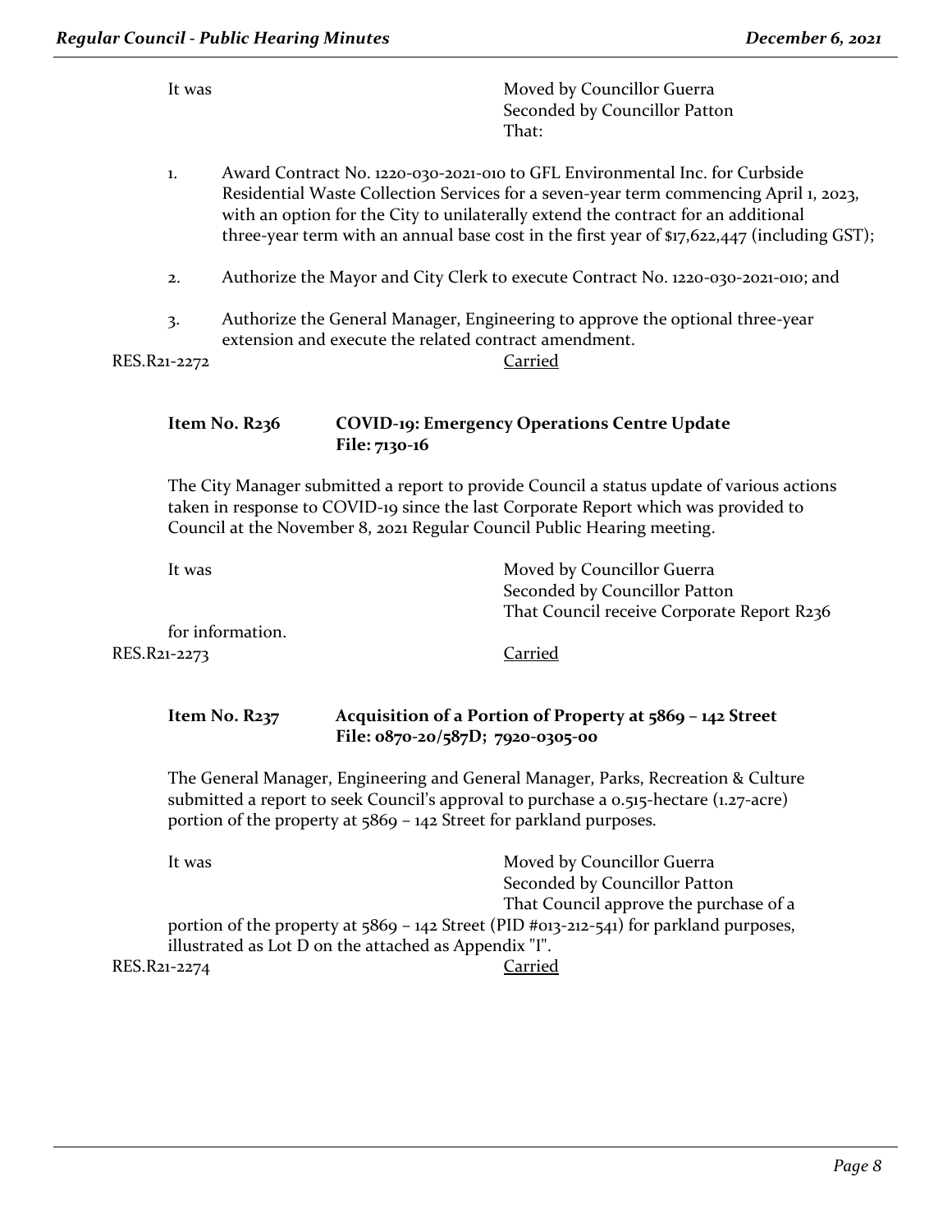It was Moved by Councillor Guerra
Seconded by Councillor Patton
That:

1. Award Contract No. 1220-030-2021-010 to GFL Environmental Inc. for Curbside Residential Waste Collection Services for a seven-year term commencing April 1, 2023, with an option for the City to unilaterally extend the contract for an additional three-year term with an annual base cost in the first year of $17,622,447 (including GST);

2. Authorize the Mayor and City Clerk to execute Contract No. 1220-030-2021-010; and

3. Authorize the General Manager, Engineering to approve the optional three-year extension and execute the related contract amendment.

RES.R21-2272 Carried

**Item No. R236 COVID-19: Emergency Operations Centre Update**
**File: 7130-16**

The City Manager submitted a report to provide Council a status update of various actions taken in response to COVID-19 since the last Corporate Report which was provided to Council at the November 8, 2021 Regular Council Public Hearing meeting.

It was Moved by Councillor Guerra
Seconded by Councillor Patton
That Council receive Corporate Report R236 for information.

RES.R21-2273 Carried

**Item No. R237 Acquisition of a Portion of Property at 5869 – 142 Street**
**File: 0870-20/587D; 7920-0305-00**

The General Manager, Engineering and General Manager, Parks, Recreation & Culture submitted a report to seek Council's approval to purchase a 0.515-hectare (1.27-acre) portion of the property at 5869 – 142 Street for parkland purposes.

It was Moved by Councillor Guerra
Seconded by Councillor Patton
That Council approve the purchase of a portion of the property at 5869 – 142 Street (PID #013-212-541) for parkland purposes, illustrated as Lot D on the attached as Appendix "I".

RES.R21-2274 Carried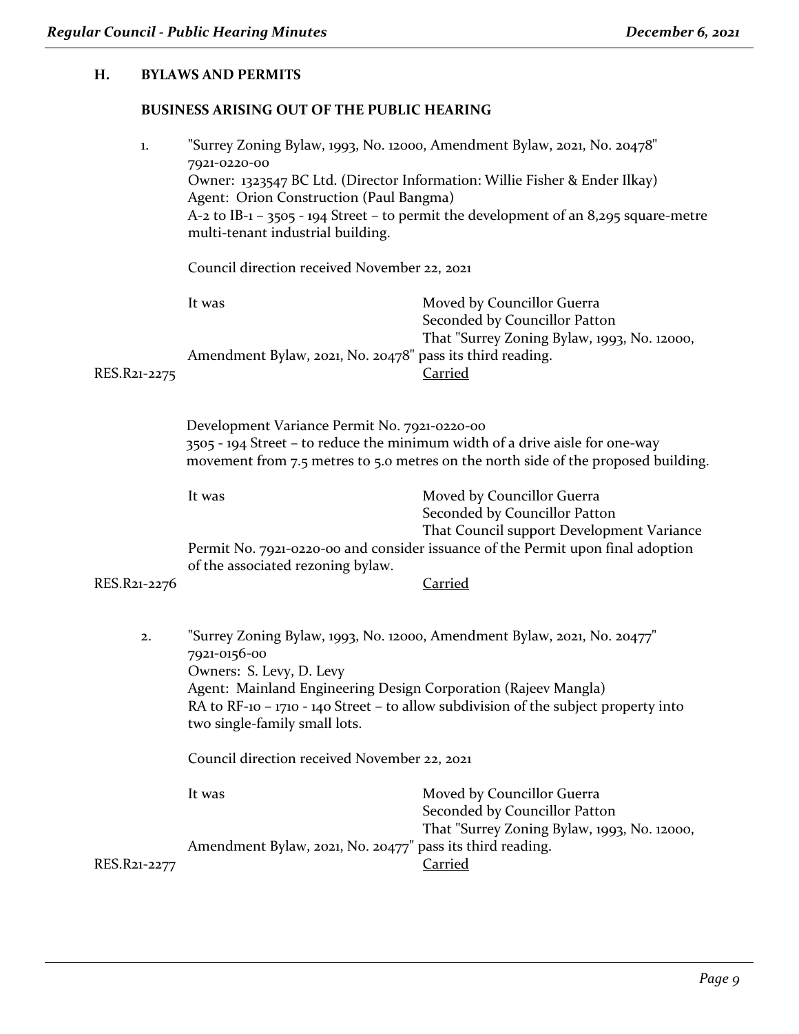## H. BYLAWS AND PERMITS

### BUSINESS ARISING OUT OF THE PUBLIC HEARING

1. "Surrey Zoning Bylaw, 1993, No. 12000, Amendment Bylaw, 2021, No. 20478"
   7921-0220-00
   Owner: 1323547 BC Ltd. (Director Information: Willie Fisher & Ender Ilkay)
   Agent: Orion Construction (Paul Bangma)
   A-2 to IB-1 – 3505 - 194 Street – to permit the development of an 8,295 square-metre multi-tenant industrial building.

   Council direction received November 22, 2021

   It was Moved by Councillor Guerra
   Seconded by Councillor Patton
   That "Surrey Zoning Bylaw, 1993, No. 12000, Amendment Bylaw, 2021, No. 20478" pass its third reading.

   RES.R21-2275 Carried

   Development Variance Permit No. 7921-0220-00
   3505 - 194 Street – to reduce the minimum width of a drive aisle for one-way movement from 7.5 metres to 5.0 metres on the north side of the proposed building.

   It was Moved by Councillor Guerra
   Seconded by Councillor Patton
   That Council support Development Variance Permit No. 7921-0220-00 and consider issuance of the Permit upon final adoption of the associated rezoning bylaw.

   RES.R21-2276 Carried

2. "Surrey Zoning Bylaw, 1993, No. 12000, Amendment Bylaw, 2021, No. 20477"
   7921-0156-00
   Owners: S. Levy, D. Levy
   Agent: Mainland Engineering Design Corporation (Rajeev Mangla)
   RA to RF-10 – 1710 - 140 Street – to allow subdivision of the subject property into two single-family small lots.

   Council direction received November 22, 2021

   It was Moved by Councillor Guerra
   Seconded by Councillor Patton
   That "Surrey Zoning Bylaw, 1993, No. 12000, Amendment Bylaw, 2021, No. 20477" pass its third reading.

   RES.R21-2277 Carried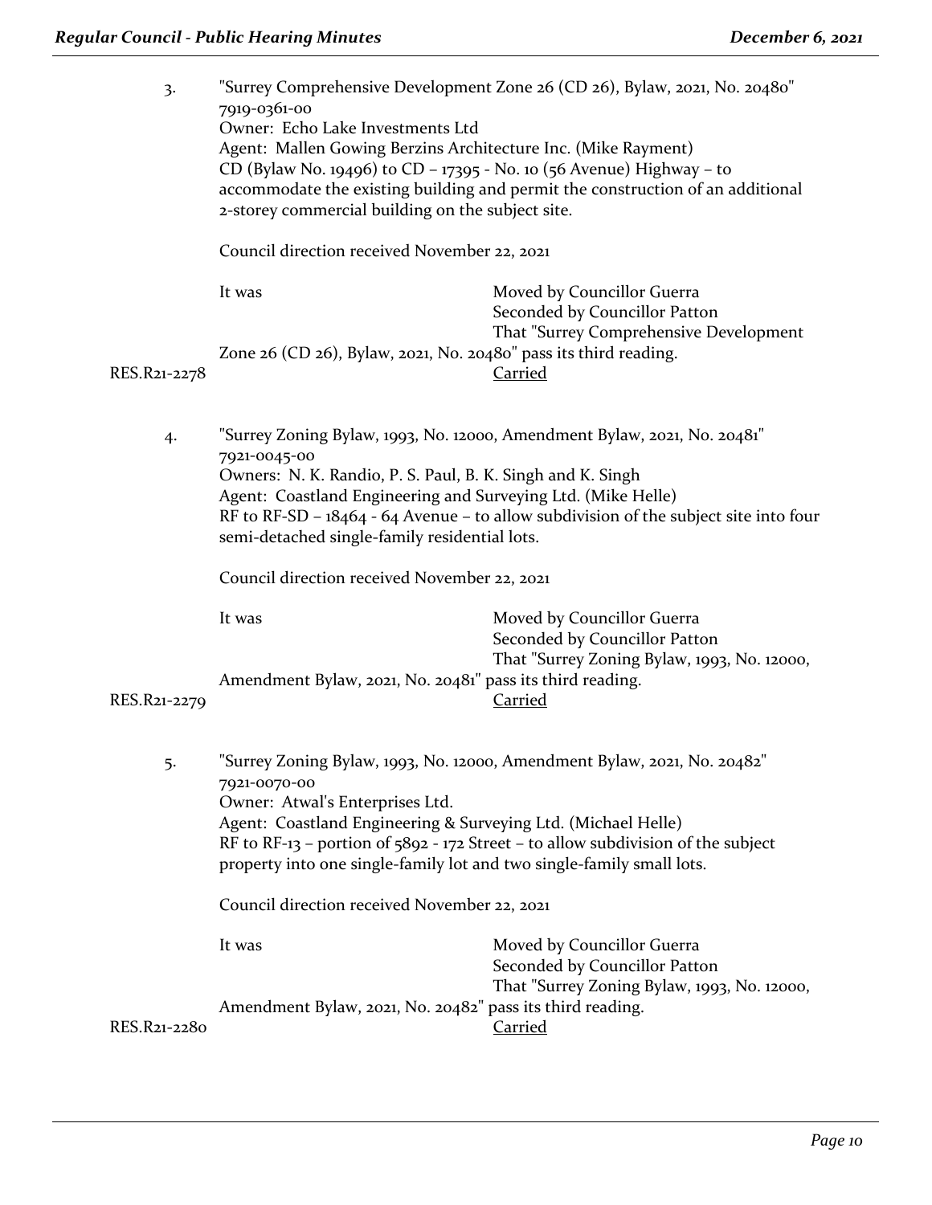3. "Surrey Comprehensive Development Zone 26 (CD 26), Bylaw, 2021, No. 20480"
7919-0361-00
Owner: Echo Lake Investments Ltd
Agent: Mallen Gowing Berzins Architecture Inc. (Mike Rayment)
CD (Bylaw No. 19496) to CD – 17395 - No. 10 (56 Avenue) Highway – to accommodate the existing building and permit the construction of an additional 2-storey commercial building on the subject site.

Council direction received November 22, 2021

It was Moved by Councillor Guerra
Seconded by Councillor Patton
That "Surrey Comprehensive Development Zone 26 (CD 26), Bylaw, 2021, No. 20480" pass its third reading.

RES.R21-2278 Carried

4. "Surrey Zoning Bylaw, 1993, No. 12000, Amendment Bylaw, 2021, No. 20481"
7921-0045-00
Owners: N. K. Randio, P. S. Paul, B. K. Singh and K. Singh
Agent: Coastland Engineering and Surveying Ltd. (Mike Helle)
RF to RF-SD – 18464 - 64 Avenue – to allow subdivision of the subject site into four semi-detached single-family residential lots.

Council direction received November 22, 2021

It was Moved by Councillor Guerra
Seconded by Councillor Patton
That "Surrey Zoning Bylaw, 1993, No. 12000, Amendment Bylaw, 2021, No. 20481" pass its third reading.

RES.R21-2279 Carried

5. "Surrey Zoning Bylaw, 1993, No. 12000, Amendment Bylaw, 2021, No. 20482"
7921-0070-00
Owner: Atwal's Enterprises Ltd.
Agent: Coastland Engineering & Surveying Ltd. (Michael Helle)
RF to RF-13 – portion of 5892 - 172 Street – to allow subdivision of the subject property into one single-family lot and two single-family small lots.

Council direction received November 22, 2021

It was Moved by Councillor Guerra
Seconded by Councillor Patton
That "Surrey Zoning Bylaw, 1993, No. 12000, Amendment Bylaw, 2021, No. 20482" pass its third reading.

RES.R21-2280 Carried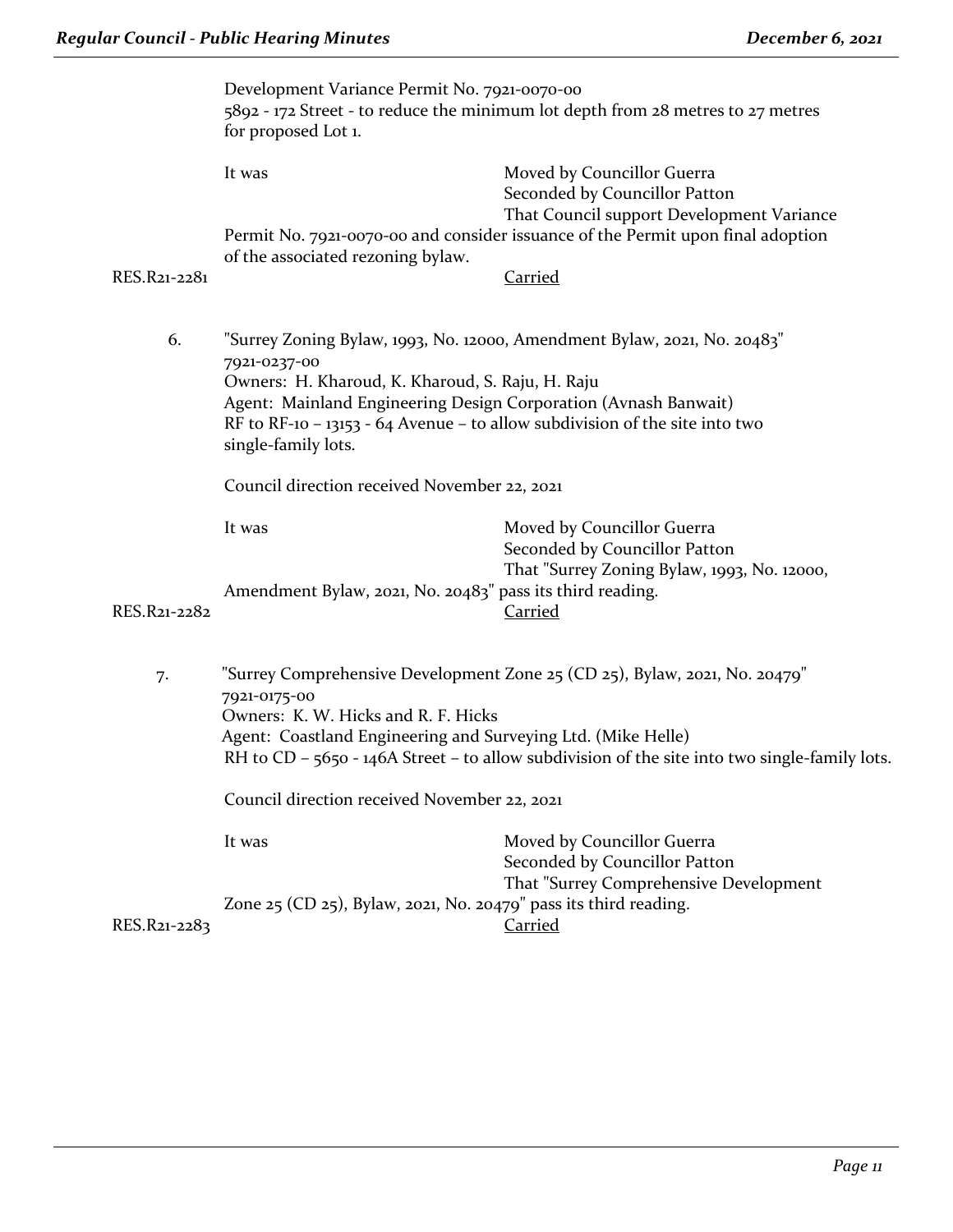Development Variance Permit No. 7921-0070-00
5892 - 172 Street - to reduce the minimum lot depth from 28 metres to 27 metres for proposed Lot 1.

It was Moved by Councillor Guerra
Seconded by Councillor Patton
That Council support Development Variance Permit No. 7921-0070-00 and consider issuance of the Permit upon final adoption of the associated rezoning bylaw.

RES.R21-2281 Carried

6. "Surrey Zoning Bylaw, 1993, No. 12000, Amendment Bylaw, 2021, No. 20483"
7921-0237-00
Owners: H. Kharoud, K. Kharoud, S. Raju, H. Raju
Agent: Mainland Engineering Design Corporation (Avnash Banwait)
RF to RF-10 – 13153 - 64 Avenue – to allow subdivision of the site into two single-family lots.

Council direction received November 22, 2021

It was Moved by Councillor Guerra
Seconded by Councillor Patton
That "Surrey Zoning Bylaw, 1993, No. 12000, Amendment Bylaw, 2021, No. 20483" pass its third reading.

RES.R21-2282 Carried

7. "Surrey Comprehensive Development Zone 25 (CD 25), Bylaw, 2021, No. 20479"
7921-0175-00
Owners: K. W. Hicks and R. F. Hicks
Agent: Coastland Engineering and Surveying Ltd. (Mike Helle)
RH to CD – 5650 - 146A Street – to allow subdivision of the site into two single-family lots.

Council direction received November 22, 2021

It was Moved by Councillor Guerra
Seconded by Councillor Patton
That "Surrey Comprehensive Development Zone 25 (CD 25), Bylaw, 2021, No. 20479" pass its third reading.

RES.R21-2283 Carried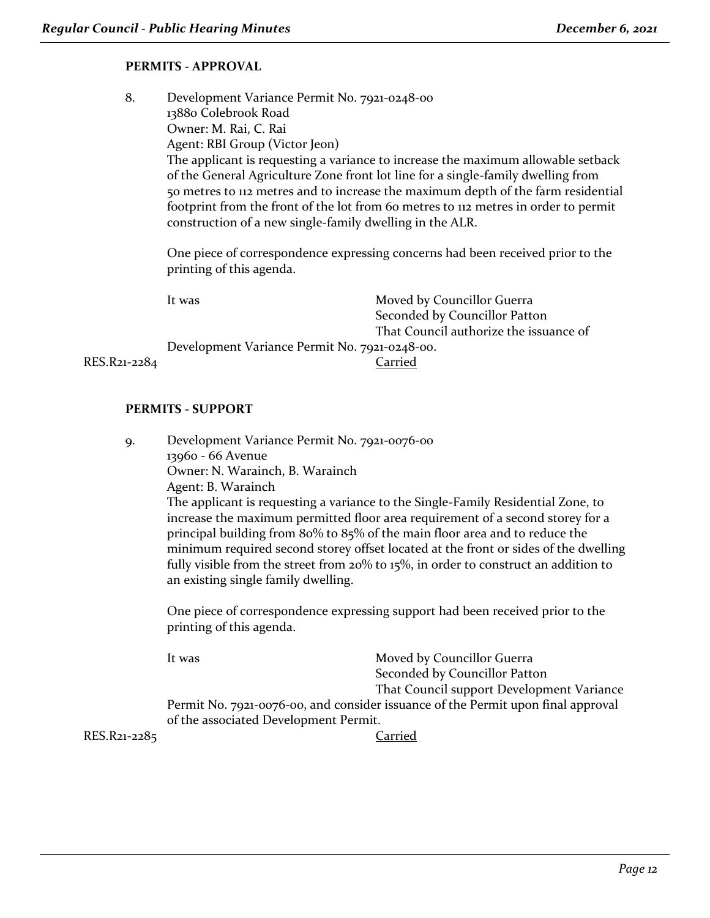**PERMITS - APPROVAL**

8. Development Variance Permit No. 7921-0248-00
13880 Colebrook Road
Owner: M. Rai, C. Rai
Agent: RBI Group (Victor Jeon)
The applicant is requesting a variance to increase the maximum allowable setback of the General Agriculture Zone front lot line for a single-family dwelling from 50 metres to 112 metres and to increase the maximum depth of the farm residential footprint from the front of the lot from 60 metres to 112 metres in order to permit construction of a new single-family dwelling in the ALR.

One piece of correspondence expressing concerns had been received prior to the printing of this agenda.

It was Moved by Councillor Guerra
Seconded by Councillor Patton
That Council authorize the issuance of Development Variance Permit No. 7921-0248-00.

RES.R21-2284 Carried

**PERMITS - SUPPORT**

9. Development Variance Permit No. 7921-0076-00
13960 - 66 Avenue
Owner: N. Warainch, B. Warainch
Agent: B. Warainch
The applicant is requesting a variance to the Single-Family Residential Zone, to increase the maximum permitted floor area requirement of a second storey for a principal building from 80% to 85% of the main floor area and to reduce the minimum required second storey offset located at the front or sides of the dwelling fully visible from the street from 20% to 15%, in order to construct an addition to an existing single family dwelling.

One piece of correspondence expressing support had been received prior to the printing of this agenda.

It was Moved by Councillor Guerra
Seconded by Councillor Patton
That Council support Development Variance Permit No. 7921-0076-00, and consider issuance of the Permit upon final approval of the associated Development Permit.

RES.R21-2285 Carried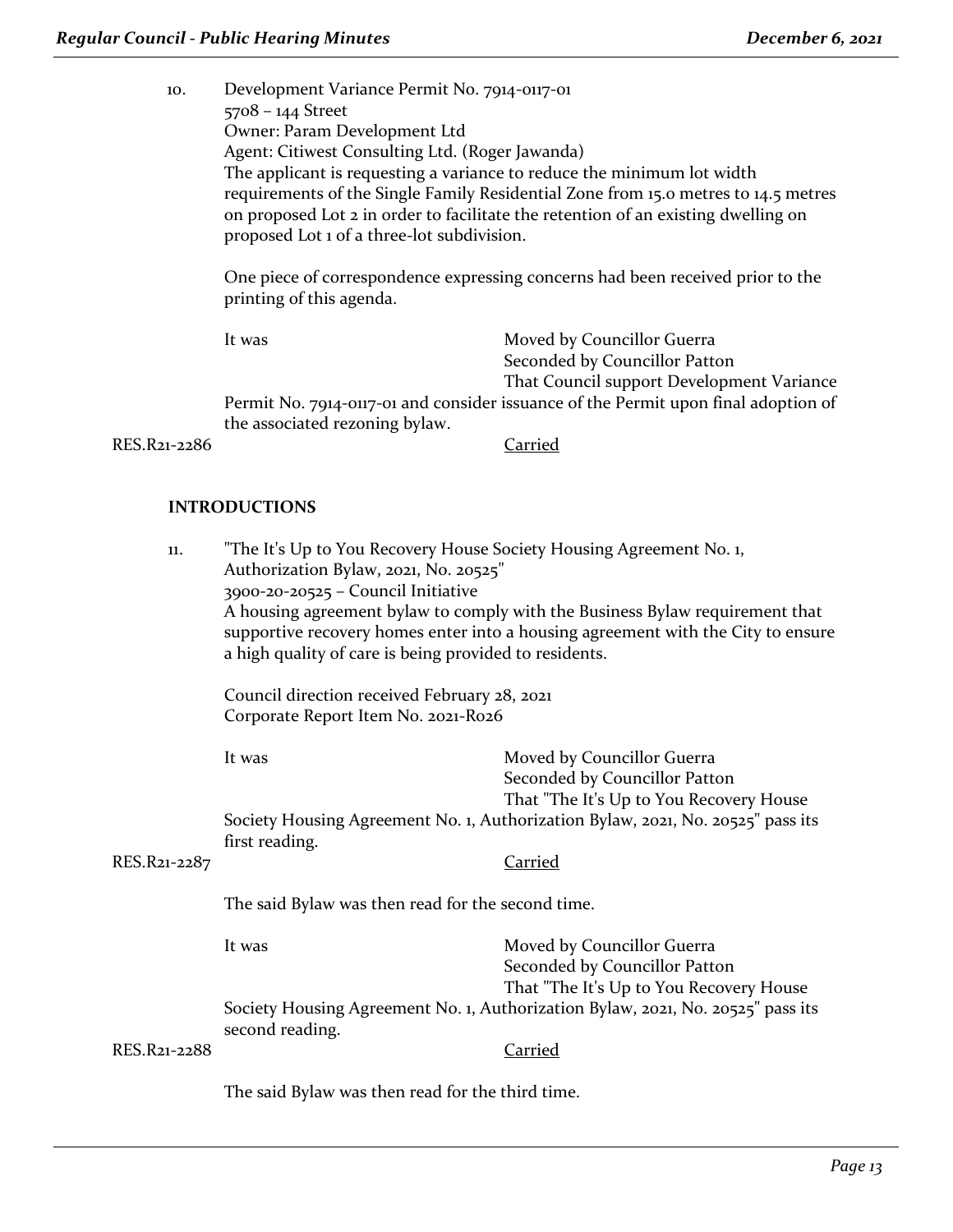10. Development Variance Permit No. 7914-0117-01
    5708 – 144 Street
    Owner: Param Development Ltd
    Agent: Citiwest Consulting Ltd. (Roger Jawanda)
    The applicant is requesting a variance to reduce the minimum lot width requirements of the Single Family Residential Zone from 15.0 metres to 14.5 metres on proposed Lot 2 in order to facilitate the retention of an existing dwelling on proposed Lot 1 of a three-lot subdivision.

    One piece of correspondence expressing concerns had been received prior to the printing of this agenda.

    It was Moved by Councillor Guerra
    Seconded by Councillor Patton
    That Council support Development Variance Permit No. 7914-0117-01 and consider issuance of the Permit upon final adoption of the associated rezoning bylaw.

RES.R21-2286 Carried

## INTRODUCTIONS

11. "The It's Up to You Recovery House Society Housing Agreement No. 1, Authorization Bylaw, 2021, No. 20525"
    3900-20-20525 – Council Initiative
    A housing agreement bylaw to comply with the Business Bylaw requirement that supportive recovery homes enter into a housing agreement with the City to ensure a high quality of care is being provided to residents.

    Council direction received February 28, 2021
    Corporate Report Item No. 2021-R026

    It was Moved by Councillor Guerra
    Seconded by Councillor Patton
    That "The It's Up to You Recovery House Society Housing Agreement No. 1, Authorization Bylaw, 2021, No. 20525" pass its first reading.

RES.R21-2287 Carried

The said Bylaw was then read for the second time.

It was Moved by Councillor Guerra
Seconded by Councillor Patton
That "The It's Up to You Recovery House Society Housing Agreement No. 1, Authorization Bylaw, 2021, No. 20525" pass its second reading.

RES.R21-2288 Carried

The said Bylaw was then read for the third time.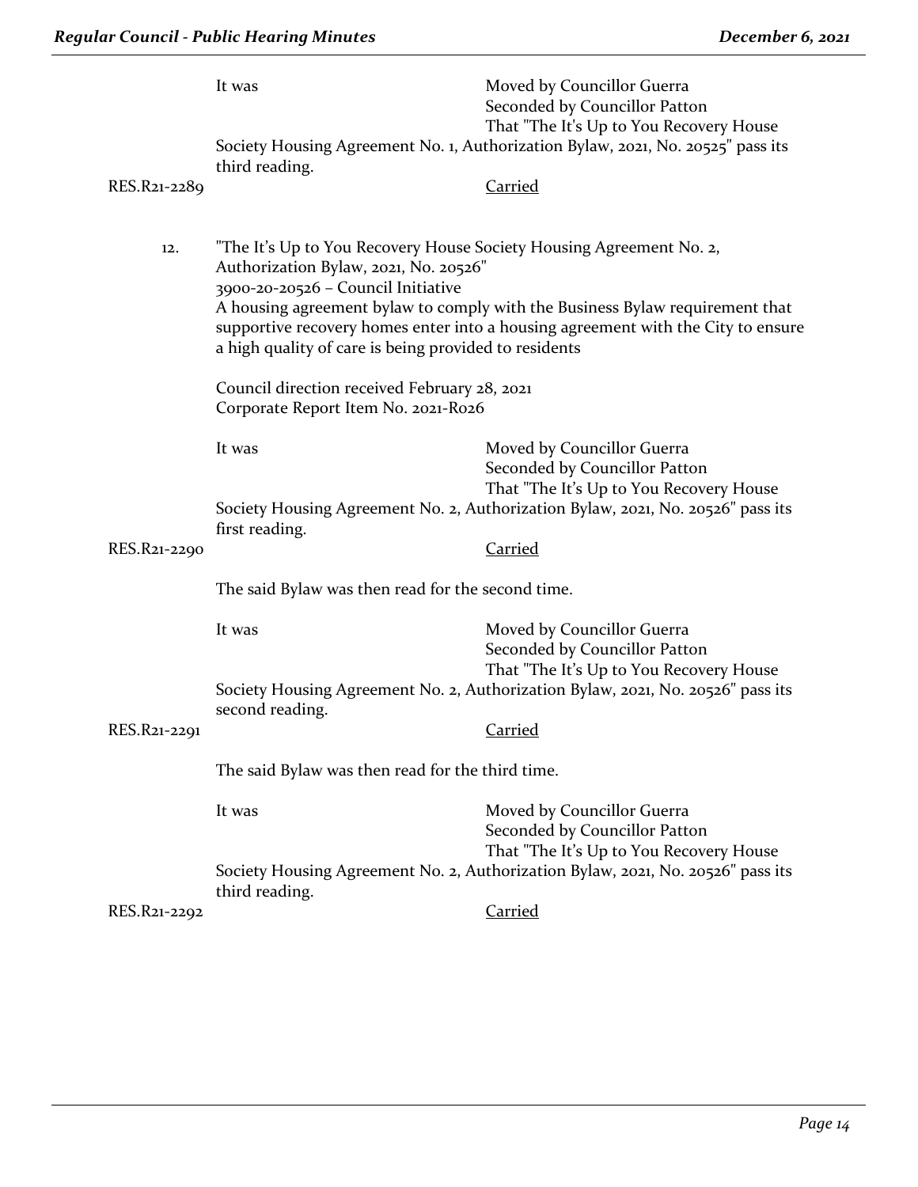It was Moved by Councillor Guerra
Seconded by Councillor Patton
That "The It's Up to You Recovery House Society Housing Agreement No. 1, Authorization Bylaw, 2021, No. 20525" pass its third reading.

RES.R21-2289 Carried

12. "The It's Up to You Recovery House Society Housing Agreement No. 2, Authorization Bylaw, 2021, No. 20526"
3900-20-20526 – Council Initiative
A housing agreement bylaw to comply with the Business Bylaw requirement that supportive recovery homes enter into a housing agreement with the City to ensure a high quality of care is being provided to residents

Council direction received February 28, 2021
Corporate Report Item No. 2021-R026

It was Moved by Councillor Guerra
Seconded by Councillor Patton
That "The It's Up to You Recovery House Society Housing Agreement No. 2, Authorization Bylaw, 2021, No. 20526" pass its first reading.

RES.R21-2290 Carried

The said Bylaw was then read for the second time.

It was Moved by Councillor Guerra
Seconded by Councillor Patton
That "The It's Up to You Recovery House Society Housing Agreement No. 2, Authorization Bylaw, 2021, No. 20526" pass its second reading.

RES.R21-2291 Carried

The said Bylaw was then read for the third time.

It was Moved by Councillor Guerra
Seconded by Councillor Patton
That "The It's Up to You Recovery House Society Housing Agreement No. 2, Authorization Bylaw, 2021, No. 20526" pass its third reading.

RES.R21-2292 Carried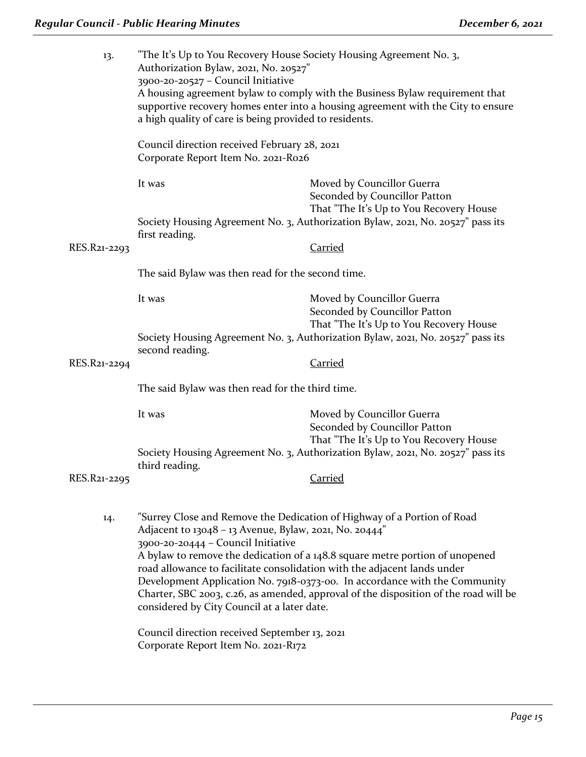13. "The It's Up to You Recovery House Society Housing Agreement No. 3, Authorization Bylaw, 2021, No. 20527"
3900-20-20527 – Council Initiative
A housing agreement bylaw to comply with the Business Bylaw requirement that supportive recovery homes enter into a housing agreement with the City to ensure a high quality of care is being provided to residents.

Council direction received February 28, 2021
Corporate Report Item No. 2021-R026

It was Moved by Councillor Guerra
Seconded by Councillor Patton
That "The It's Up to You Recovery House Society Housing Agreement No. 3, Authorization Bylaw, 2021, No. 20527" pass its first reading.

RES.R21-2293 Carried

The said Bylaw was then read for the second time.

It was Moved by Councillor Guerra
Seconded by Councillor Patton
That "The It's Up to You Recovery House Society Housing Agreement No. 3, Authorization Bylaw, 2021, No. 20527" pass its second reading.

RES.R21-2294 Carried

The said Bylaw was then read for the third time.

It was Moved by Councillor Guerra
Seconded by Councillor Patton
That "The It's Up to You Recovery House Society Housing Agreement No. 3, Authorization Bylaw, 2021, No. 20527" pass its third reading.

RES.R21-2295 Carried

14. "Surrey Close and Remove the Dedication of Highway of a Portion of Road Adjacent to 13048 – 13 Avenue, Bylaw, 2021, No. 20444"
3900-20-20444 – Council Initiative
A bylaw to remove the dedication of a 148.8 square metre portion of unopened road allowance to facilitate consolidation with the adjacent lands under Development Application No. 7918-0373-00. In accordance with the Community Charter, SBC 2003, c.26, as amended, approval of the disposition of the road will be considered by City Council at a later date.

Council direction received September 13, 2021
Corporate Report Item No. 2021-R172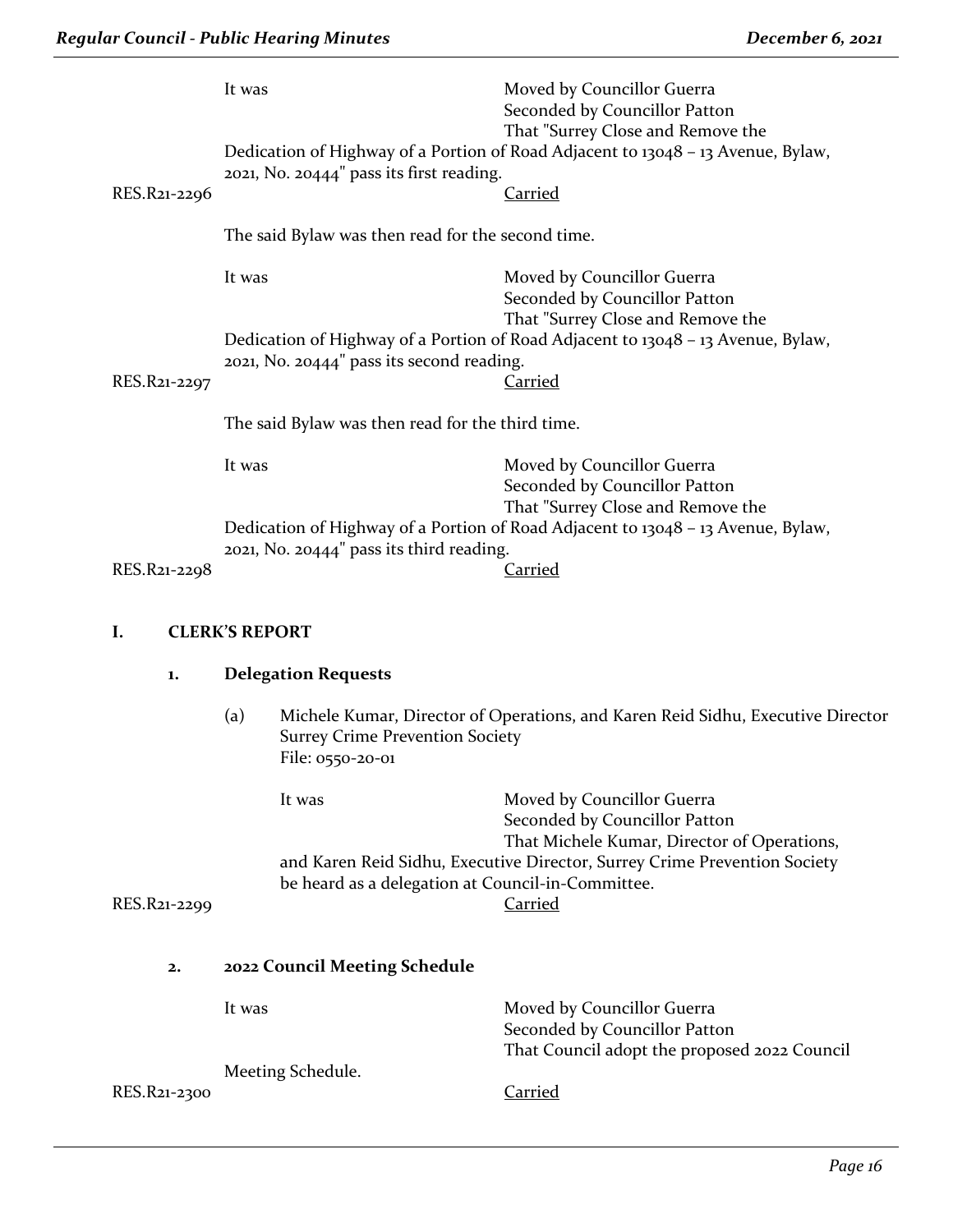It was Moved by Councillor Guerra
Seconded by Councillor Patton
That "Surrey Close and Remove the Dedication of Highway of a Portion of Road Adjacent to 13048 – 13 Avenue, Bylaw, 2021, No. 20444" pass its first reading.

RES.R21-2296 Carried

The said Bylaw was then read for the second time.

It was Moved by Councillor Guerra
Seconded by Councillor Patton
That "Surrey Close and Remove the Dedication of Highway of a Portion of Road Adjacent to 13048 – 13 Avenue, Bylaw, 2021, No. 20444" pass its second reading.

RES.R21-2297 Carried

The said Bylaw was then read for the third time.

It was Moved by Councillor Guerra
Seconded by Councillor Patton
That "Surrey Close and Remove the Dedication of Highway of a Portion of Road Adjacent to 13048 – 13 Avenue, Bylaw, 2021, No. 20444" pass its third reading.

RES.R21-2298 Carried

## I. CLERK'S REPORT

### 1. Delegation Requests

(a) Michele Kumar, Director of Operations, and Karen Reid Sidhu, Executive Director
Surrey Crime Prevention Society
File: 0550-20-01

It was Moved by Councillor Guerra
Seconded by Councillor Patton
That Michele Kumar, Director of Operations, and Karen Reid Sidhu, Executive Director, Surrey Crime Prevention Society be heard as a delegation at Council-in-Committee.

RES.R21-2299 Carried

### 2. 2022 Council Meeting Schedule

It was Moved by Councillor Guerra
Seconded by Councillor Patton
That Council adopt the proposed 2022 Council Meeting Schedule.

RES.R21-2300 Carried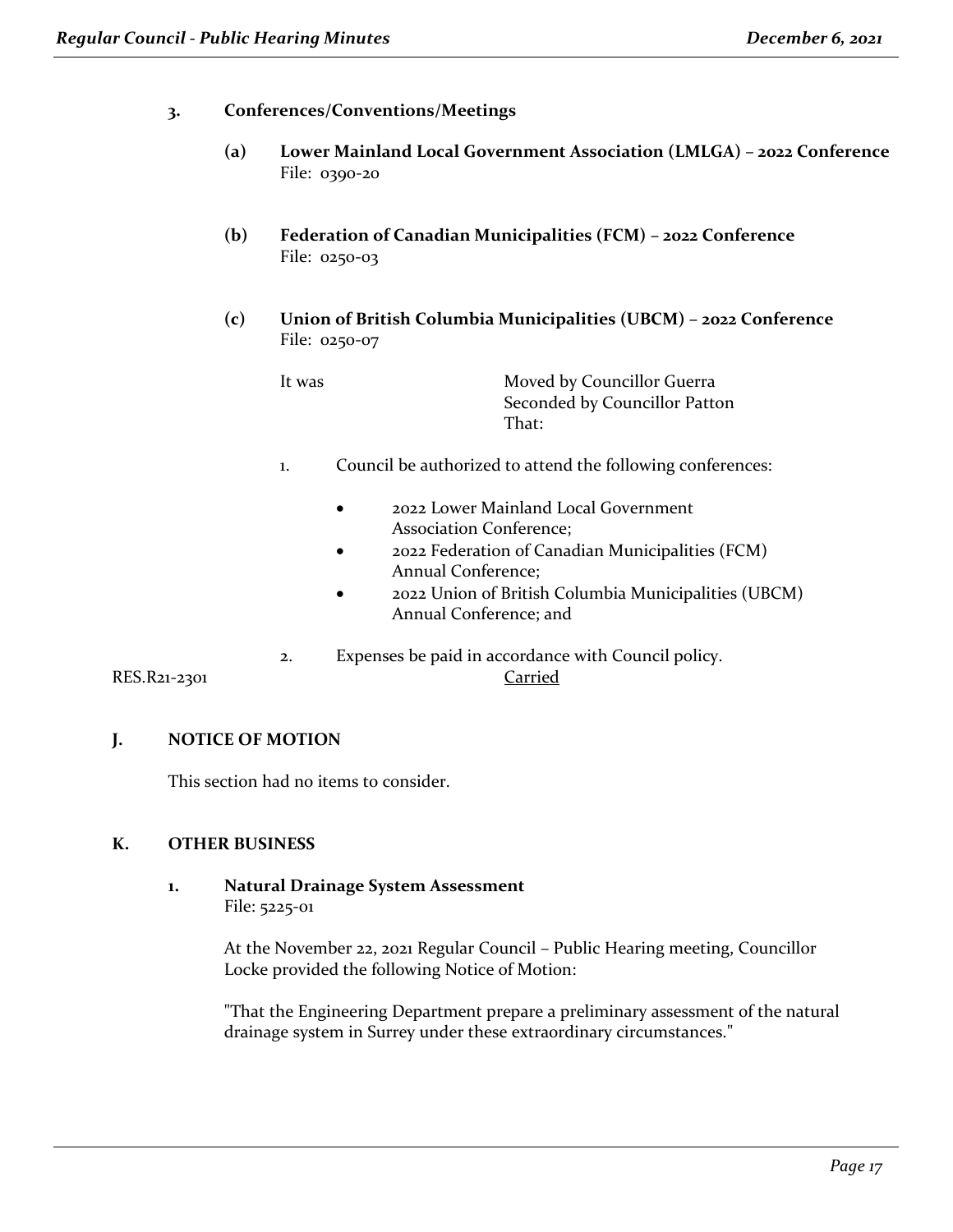### 3. Conferences/Conventions/Meetings

**(a) Lower Mainland Local Government Association (LMLGA) – 2022 Conference**
File: 0390-20

**(b) Federation of Canadian Municipalities (FCM) – 2022 Conference**
File: 0250-03

**(c) Union of British Columbia Municipalities (UBCM) – 2022 Conference**
File: 0250-07

It was Moved by Councillor Guerra
Seconded by Councillor Patton
That:

1. Council be authorized to attend the following conferences:
   - 2022 Lower Mainland Local Government Association Conference;
   - 2022 Federation of Canadian Municipalities (FCM) Annual Conference;
   - 2022 Union of British Columbia Municipalities (UBCM) Annual Conference; and
2. Expenses be paid in accordance with Council policy.

RES.R21-2301 Carried

## J. NOTICE OF MOTION

This section had no items to consider.

## K. OTHER BUSINESS

### 1. Natural Drainage System Assessment

File: 5225-01

At the November 22, 2021 Regular Council – Public Hearing meeting, Councillor Locke provided the following Notice of Motion:

"That the Engineering Department prepare a preliminary assessment of the natural drainage system in Surrey under these extraordinary circumstances."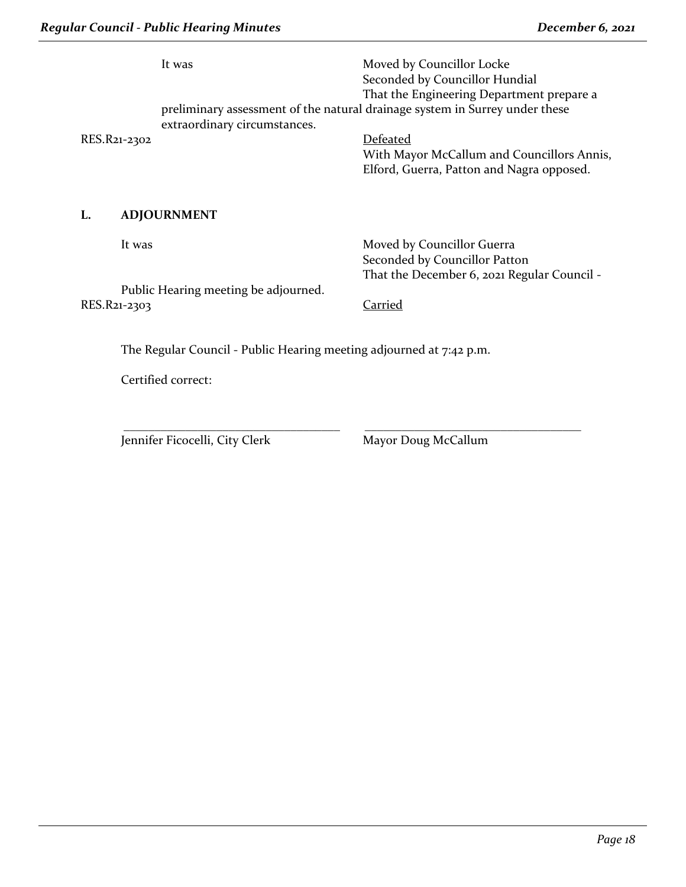It was Moved by Councillor Locke
Seconded by Councillor Hundial
That the Engineering Department prepare a preliminary assessment of the natural drainage system in Surrey under these extraordinary circumstances.

RES.R21-2302 Defeated
With Mayor McCallum and Councillors Annis, Elford, Guerra, Patton and Nagra opposed.

## L. ADJOURNMENT

It was Moved by Councillor Guerra
Seconded by Councillor Patton
That the December 6, 2021 Regular Council - Public Hearing meeting be adjourned.

RES.R21-2303 Carried

The Regular Council - Public Hearing meeting adjourned at 7:42 p.m.

Certified correct:

\_\_\_\_\_\_\_\_\_\_\_\_\_\_\_\_\_\_\_\_\_\_\_\_\_\_\_\_\_\_\_\_\_\_\_\_ \_\_\_\_\_\_\_\_\_\_\_\_\_\_\_\_\_\_\_\_\_\_\_\_\_\_\_\_\_\_\_\_\_\_\_\_

Jennifer Ficocelli, City Clerk Mayor Doug McCallum